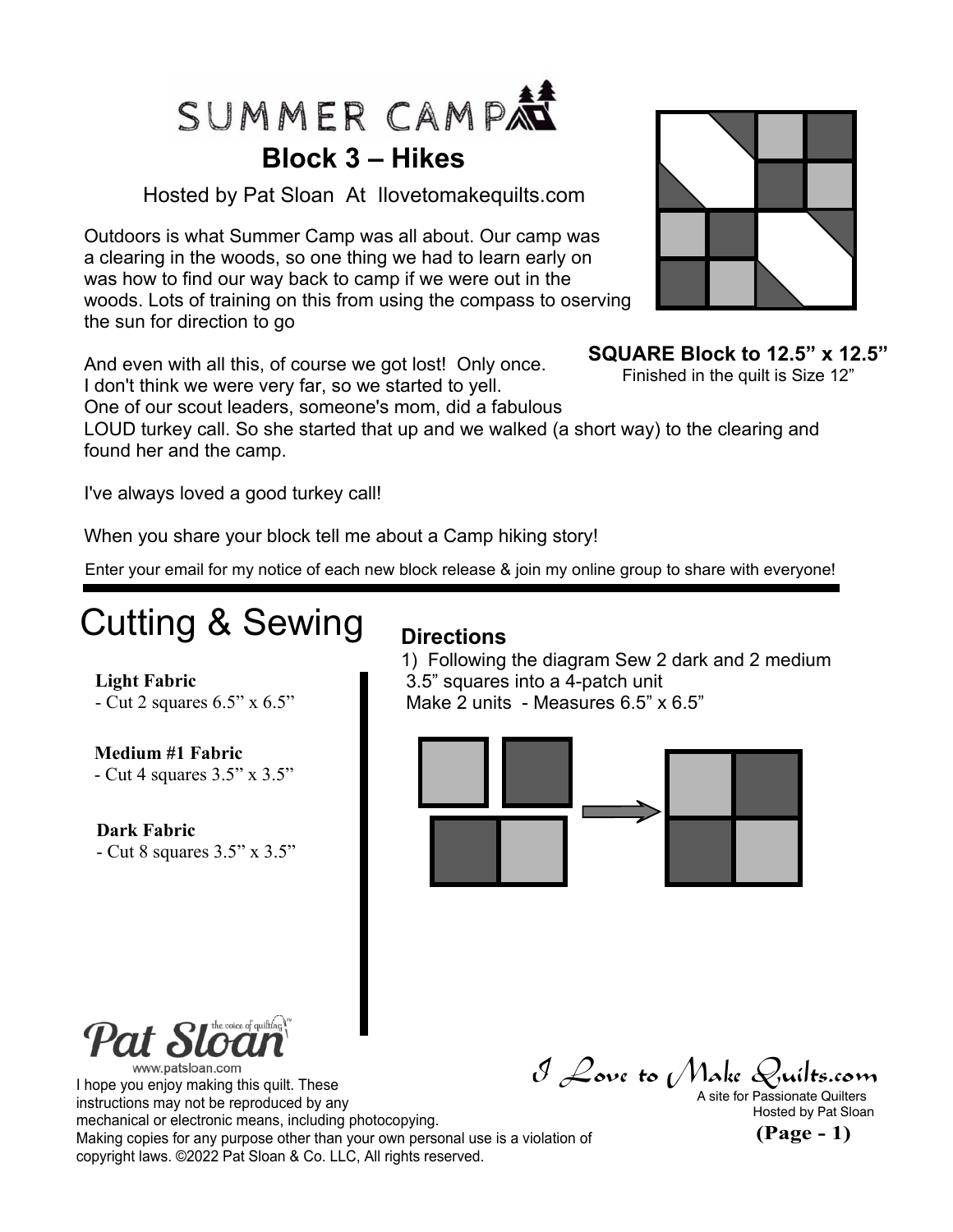# SUMMER CAMP

## Block 3 – Hikes

Hosted by Pat Sloan At Ilovetomakequilts.com

Outdoors is what Summer Camp was all about. Our camp was a clearing in the woods, so one thing we had to learn early on was how to find our way back to camp if we were out in the woods. Lots of training on this from using the compass to oserving the sun for direction to go

**SQUARE Block to 12.5" x 12.5"**
Finished in the quilt is Size 12"

And even with all this, of course we got lost! Only once. I don't think we were very far, so we started to yell. One of our scout leaders, someone's mom, did a fabulous LOUD turkey call. So she started that up and we walked (a short way) to the clearing and found her and the camp.

I've always loved a good turkey call!

When you share your block tell me about a Camp hiking story!

Enter your email for my notice of each new block release & join my online group to share with everyone!

# Cutting & Sewing

**Light Fabric**
- Cut 2 squares 6.5" x 6.5"

**Medium #1 Fabric**
- Cut 4 squares 3.5" x 3.5"

**Dark Fabric**
- Cut 8 squares 3.5" x 3.5"

### Directions

1) Following the diagram Sew 2 dark and 2 medium 3.5" squares into a 4-patch unit
Make 2 units - Measures 6.5" x 6.5"

I hope you enjoy making this quilt. These instructions may not be reproduced by any mechanical or electronic means, including photocopying. Making copies for any purpose other than your own personal use is a violation of copyright laws. ©2022 Pat Sloan & Co. LLC, All rights reserved.

I Love to Make Quilts.com
A site for Passionate Quilters
Hosted by Pat Sloan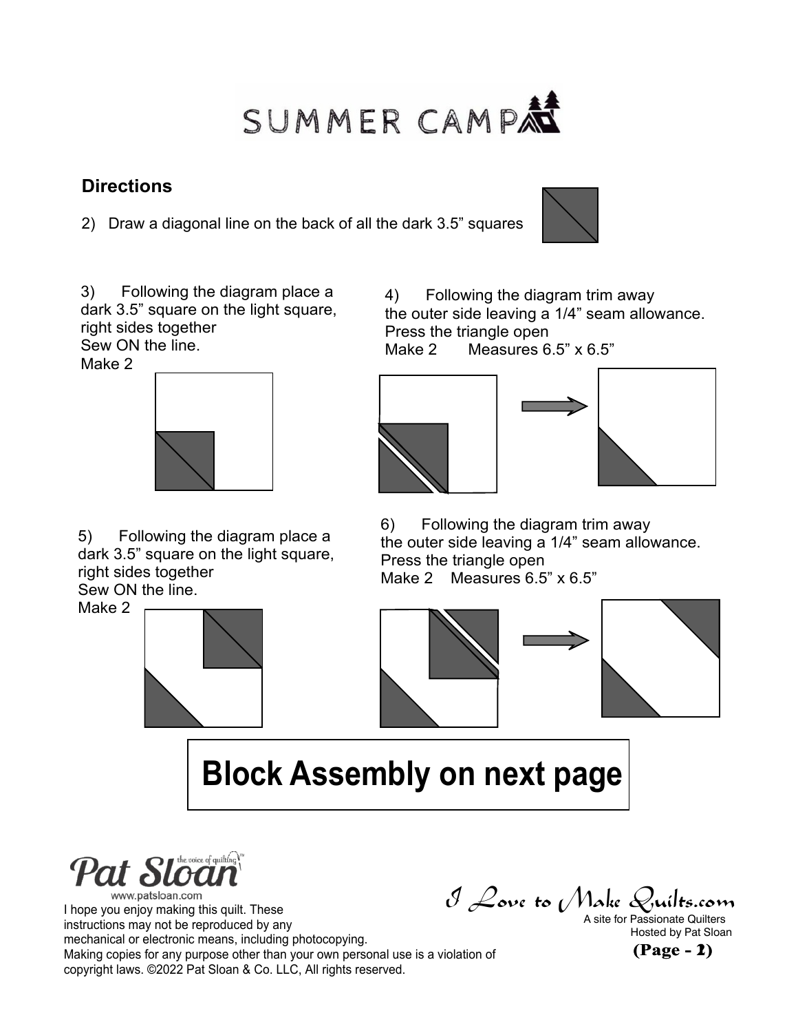# SUMMER CAMP

## Directions

2) Draw a diagonal line on the back of all the dark 3.5" squares

3) Following the diagram place a dark 3.5" square on the light square, right sides together
Sew ON the line.
Make 2

4) Following the diagram trim away the outer side leaving a 1/4" seam allowance.
Press the triangle open
Make 2 Measures 6.5" x 6.5"

5) Following the diagram place a dark 3.5" square on the light square, right sides together
Sew ON the line.
Make 2

6) Following the diagram trim away the outer side leaving a 1/4" seam allowance.
Press the triangle open
Make 2 Measures 6.5" x 6.5"

**Block Assembly on next page**

Pat Sloan the voice of quilting™
www.patsloan.com

I hope you enjoy making this quilt. These instructions may not be reproduced by any mechanical or electronic means, including photocopying.
Making copies for any purpose other than your own personal use is a violation of copyright laws. ©2022 Pat Sloan & Co. LLC, All rights reserved.

I Love to Make Quilts.com
A site for Passionate Quilters
Hosted by Pat Sloan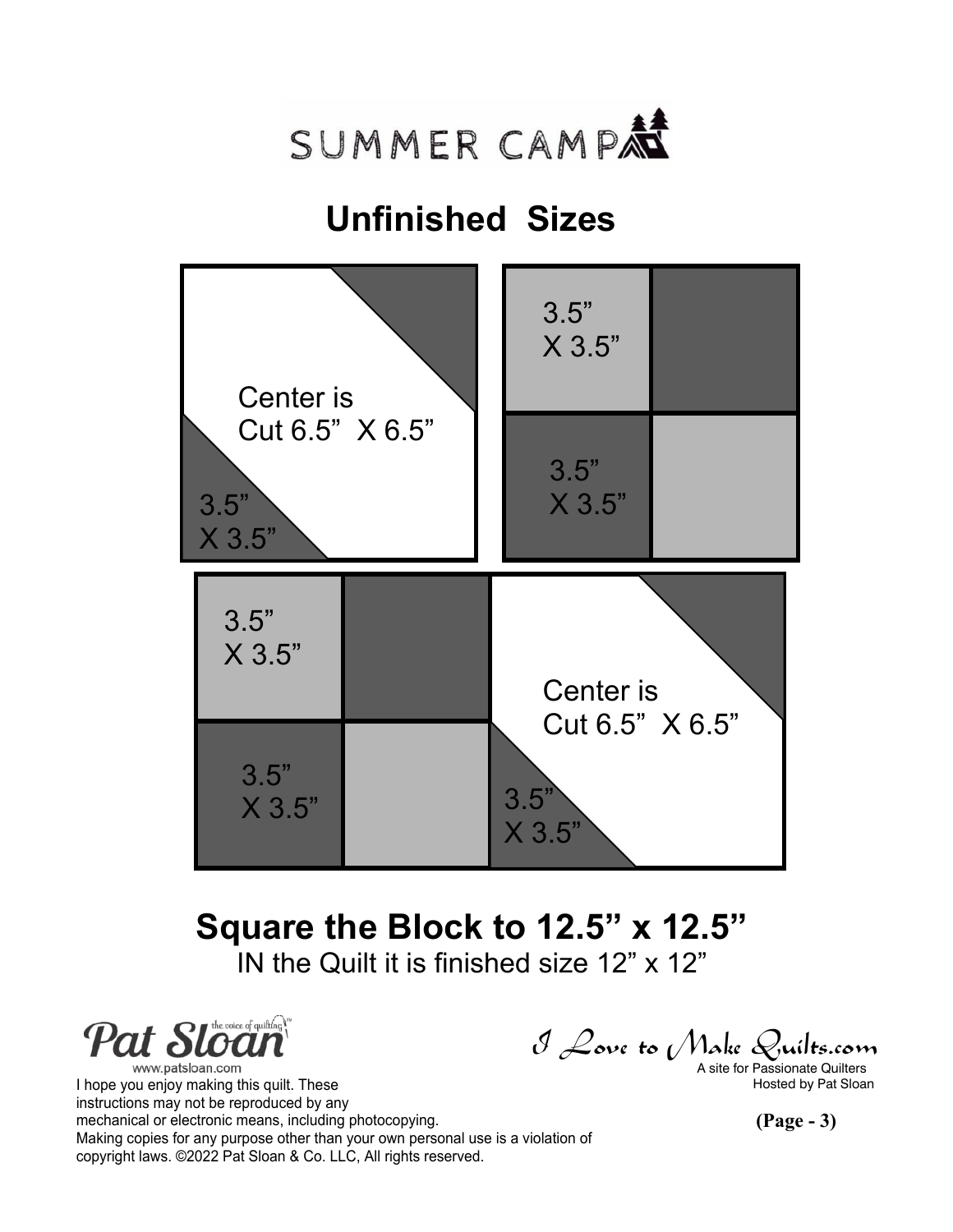SUMMER CAMP

## Unfinished Sizes

Center is Cut 6.5" X 6.5"

3.5" X 3.5"

3.5" X 3.5"

3.5" X 3.5"

3.5" X 3.5"

3.5" X 3.5"

Center is Cut 6.5" X 6.5"

3.5" X 3.5"

## Square the Block to 12.5" x 12.5"

IN the Quilt it is finished size 12" x 12"

Pat Sloan the voice of quilting™
www.patsloan.com

I Love to Make Quilts.com
A site for Passionate Quilters
Hosted by Pat Sloan

I hope you enjoy making this quilt. These instructions may not be reproduced by any mechanical or electronic means, including photocopying. Making copies for any purpose other than your own personal use is a violation of copyright laws. ©2022 Pat Sloan & Co. LLC, All rights reserved.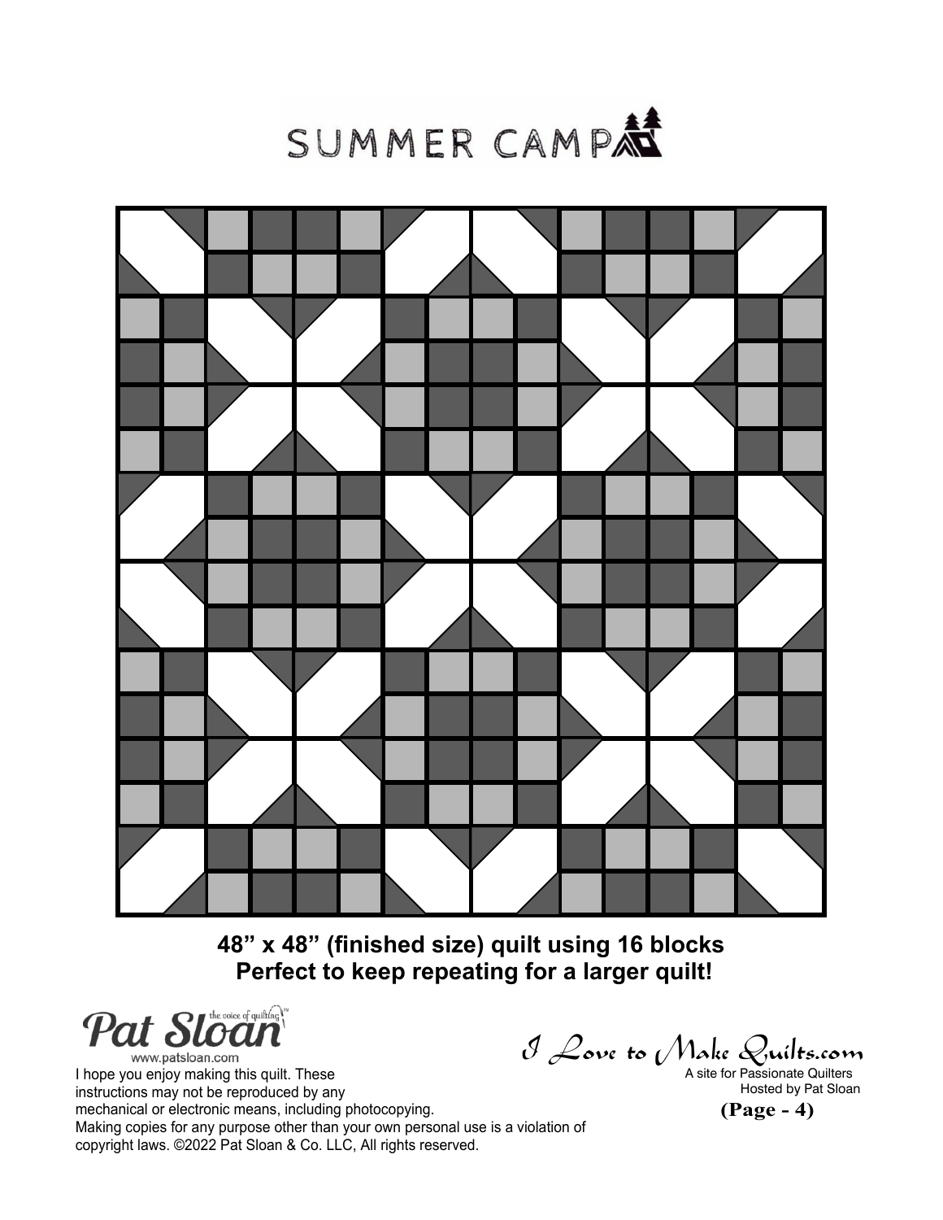# SUMMER CAMP

**48" x 48" (finished size) quilt using 16 blocks**
**Perfect to keep repeating for a larger quilt!**

Pat Sloan the voice of quilting™
www.patsloan.com

I hope you enjoy making this quilt. These instructions may not be reproduced by any mechanical or electronic means, including photocopying. Making copies for any purpose other than your own personal use is a violation of copyright laws. ©2022 Pat Sloan & Co. LLC, All rights reserved.

*I Love to Make Quilts.com*
A site for Passionate Quilters
Hosted by Pat Sloan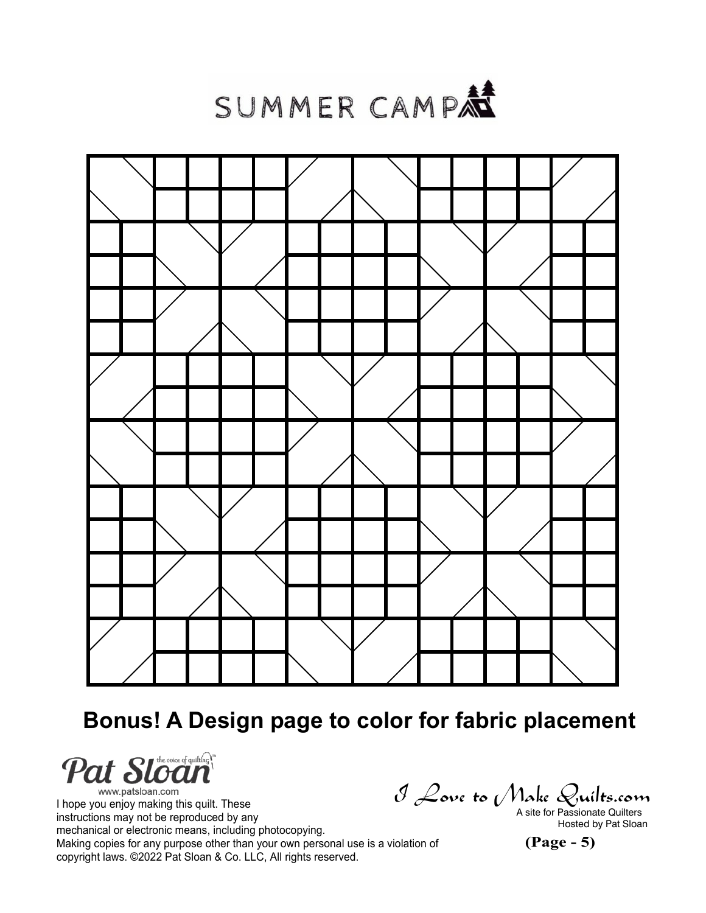# SUMMER CAMP

**Bonus! A Design page to color for fabric placement**

Pat Sloan the voice of quilting™

www.patsloan.com

I hope you enjoy making this quilt. These instructions may not be reproduced by any mechanical or electronic means, including photocopying. Making copies for any purpose other than your own personal use is a violation of copyright laws. ©2022 Pat Sloan & Co. LLC, All rights reserved.

*I Love to Make Quilts.com*

A site for Passionate Quilters
Hosted by Pat Sloan